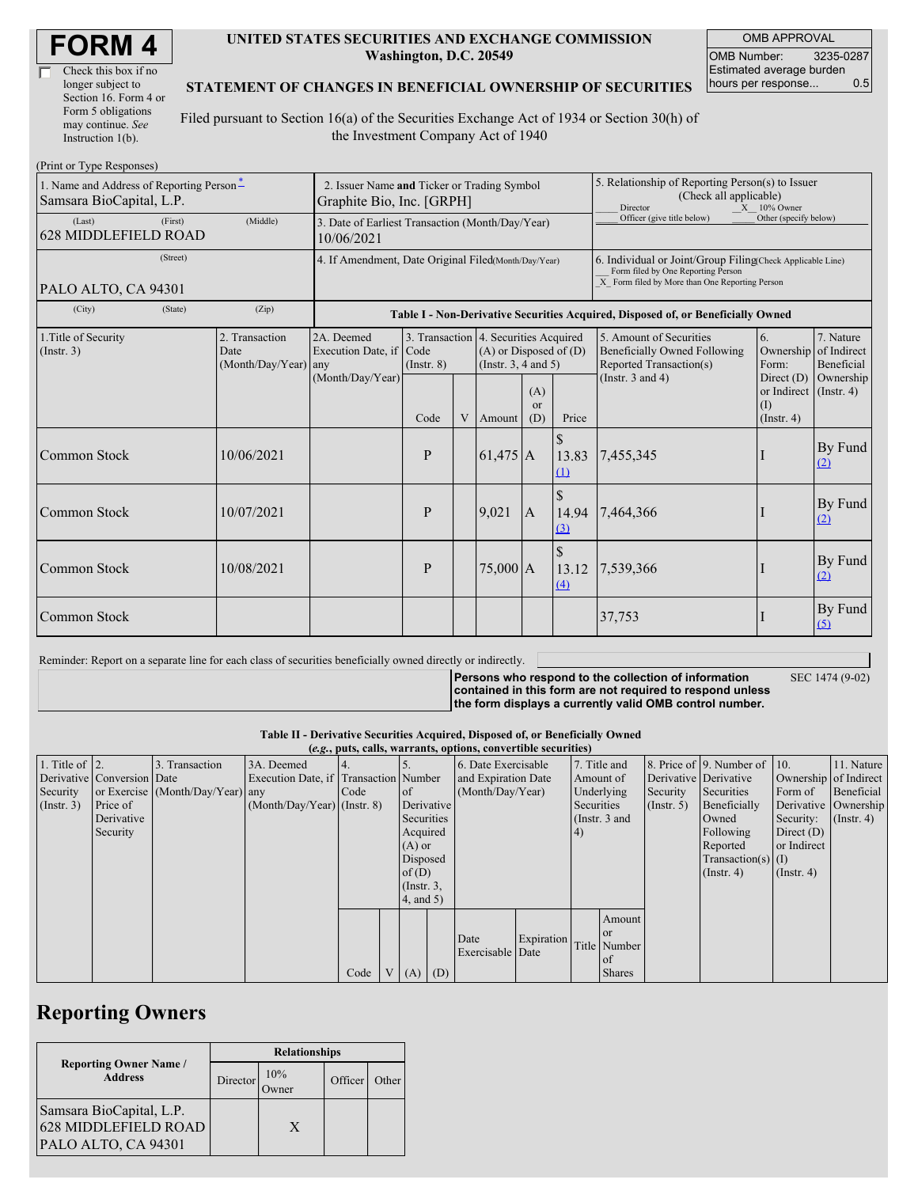# FORM 4

☐ Check this box if no longer subject to Section 16. Form 4 or Form 5 obligations may continue. *See* Instruction 1(b).

**UNITED STATES SECURITIES AND EXCHANGE COMMISSION**
**Washington, D.C. 20549**

**STATEMENT OF CHANGES IN BENEFICIAL OWNERSHIP OF SECURITIES**

Filed pursuant to Section 16(a) of the Securities Exchange Act of 1934 or Section 30(h) of the Investment Company Act of 1940

| OMB APPROVAL | |
|---|---|
| OMB Number: | 3235-0287 |
| Estimated average burden hours per response... | 0.5 |

(Print or Type Responses)

| 1. Name and Address of Reporting Person* | 2. Issuer Name **and** Ticker or Trading Symbol | 5. Relationship of Reporting Person(s) to Issuer (Check all applicable) |
|---|---|---|
| Samsara BioCapital, L.P. | Graphite Bio, Inc. [GRPH] | ___ Director _X_ 10% Owner ___ Officer (give title below) ___ Other (specify below) |
| (Last) (First) (Middle) 628 MIDDLEFIELD ROAD | 3. Date of Earliest Transaction (Month/Day/Year) 10/06/2021 | |
| (Street) PALO ALTO, CA 94301 | 4. If Amendment, Date Original Filed(Month/Day/Year) | 6. Individual or Joint/Group Filing(Check Applicable Line) ___ Form filed by One Reporting Person _X_ Form filed by More than One Reporting Person |
| (City) (State) (Zip) | | |

**Table I - Non-Derivative Securities Acquired, Disposed of, or Beneficially Owned**

| 1.Title of Security (Instr. 3) | 2. Transaction Date (Month/Day/Year) | 2A. Deemed Execution Date, if any (Month/Day/Year) | 3. Transaction Code (Instr. 8) | | 4. Securities Acquired (A) or Disposed of (D) (Instr. 3, 4 and 5) | | | 5. Amount of Securities Beneficially Owned Following Reported Transaction(s) (Instr. 3 and 4) | 6. Ownership Form: Direct (D) or Indirect (I) (Instr. 4) | 7. Nature of Indirect Beneficial Ownership (Instr. 4) |
|---|---|---|---|---|---|---|---|---|---|---|
| | | | Code | V | Amount | (A) or (D) | Price | | | |
| Common Stock | 10/06/2021 | | P | | 61,475 | A | $ 13.83 (1) | 7,455,345 | I | By Fund (2) |
| Common Stock | 10/07/2021 | | P | | 9,021 | A | $ 14.94 (3) | 7,464,366 | I | By Fund (2) |
| Common Stock | 10/08/2021 | | P | | 75,000 | A | $ 13.12 (4) | 7,539,366 | I | By Fund (2) |
| Common Stock | | | | | | | | 37,753 | I | By Fund (5) |

Reminder: Report on a separate line for each class of securities beneficially owned directly or indirectly.

**Persons who respond to the collection of information contained in this form are not required to respond unless the form displays a currently valid OMB control number.** SEC 1474 (9-02)

**Table II - Derivative Securities Acquired, Disposed of, or Beneficially Owned**
**(*e.g.*, puts, calls, warrants, options, convertible securities)**

| 1. Title of Derivative Security (Instr. 3) | 2. Conversion or Exercise Price of Derivative Security | 3. Transaction Date (Month/Day/Year) | 3A. Deemed Execution Date, if any (Month/Day/Year) | 4. Transaction Code (Instr. 8) | | 5. Number of Derivative Securities Acquired (A) or Disposed of (D) (Instr. 3, 4, and 5) | | 6. Date Exercisable and Expiration Date (Month/Day/Year) | | 7. Title and Amount of Underlying Securities (Instr. 3 and 4) | | 8. Price of Derivative Security (Instr. 5) | 9. Number of Derivative Securities Beneficially Owned Following Reported Transaction(s) (Instr. 4) | 10. Ownership Form of Derivative Security: Direct (D) or Indirect (I) (Instr. 4) | 11. Nature of Indirect Beneficial Ownership (Instr. 4) |
|---|---|---|---|---|---|---|---|---|---|---|---|---|---|---|---|
| | | | | Code | V | (A) | (D) | Date Exercisable | Expiration Date | Title | Amount or Number of Shares | | | | |

## Reporting Owners

| Reporting Owner Name / Address | Relationships | | | |
|---|---|---|---|---|
| | Director | 10% Owner | Officer | Other |
| Samsara BioCapital, L.P. 628 MIDDLEFIELD ROAD PALO ALTO, CA 94301 | | X | | |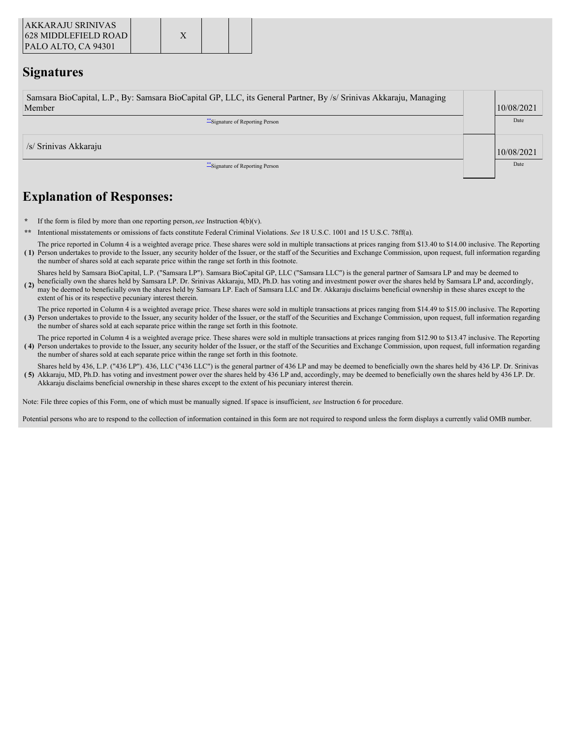| | | | | |
|---|---|---|---|---|
| AKKARAJU SRINIVAS<br>628 MIDDLEFIELD ROAD<br>PALO ALTO, CA 94301 | | X | | |

## Signatures

| | |
|---|---|
| Samsara BioCapital, L.P., By: Samsara BioCapital GP, LLC, its General Partner, By /s/ Srinivas Akkaraju, Managing Member | 10/08/2021 |
| **Signature of Reporting Person | Date |
| /s/ Srinivas Akkaraju | 10/08/2021 |
| **Signature of Reporting Person | Date |

## Explanation of Responses:

\* If the form is filed by more than one reporting person, *see* Instruction 4(b)(v).

** Intentional misstatements or omissions of facts constitute Federal Criminal Violations. *See* 18 U.S.C. 1001 and 15 U.S.C. 78ff(a).

( 1) The price reported in Column 4 is a weighted average price. These shares were sold in multiple transactions at prices ranging from $13.40 to $14.00 inclusive. The Reporting Person undertakes to provide to the Issuer, any security holder of the Issuer, or the staff of the Securities and Exchange Commission, upon request, full information regarding the number of shares sold at each separate price within the range set forth in this footnote.

( 2) Shares held by Samsara BioCapital, L.P. ("Samsara LP"). Samsara BioCapital GP, LLC ("Samsara LLC") is the general partner of Samsara LP and may be deemed to beneficially own the shares held by Samsara LP. Dr. Srinivas Akkaraju, MD, Ph.D. has voting and investment power over the shares held by Samsara LP and, accordingly, may be deemed to beneficially own the shares held by Samsara LP. Each of Samsara LLC and Dr. Akkaraju disclaims beneficial ownership in these shares except to the extent of his or its respective pecuniary interest therein.

( 3) The price reported in Column 4 is a weighted average price. These shares were sold in multiple transactions at prices ranging from $14.49 to $15.00 inclusive. The Reporting Person undertakes to provide to the Issuer, any security holder of the Issuer, or the staff of the Securities and Exchange Commission, upon request, full information regarding the number of shares sold at each separate price within the range set forth in this footnote.

( 4) The price reported in Column 4 is a weighted average price. These shares were sold in multiple transactions at prices ranging from $12.90 to $13.47 inclusive. The Reporting Person undertakes to provide to the Issuer, any security holder of the Issuer, or the staff of the Securities and Exchange Commission, upon request, full information regarding the number of shares sold at each separate price within the range set forth in this footnote.

( 5) Shares held by 436, L.P. ("436 LP"). 436, LLC ("436 LLC") is the general partner of 436 LP and may be deemed to beneficially own the shares held by 436 LP. Dr. Srinivas Akkaraju, MD, Ph.D. has voting and investment power over the shares held by 436 LP and, accordingly, may be deemed to beneficially own the shares held by 436 LP. Dr. Akkaraju disclaims beneficial ownership in these shares except to the extent of his pecuniary interest therein.

Note: File three copies of this Form, one of which must be manually signed. If space is insufficient, *see* Instruction 6 for procedure.

Potential persons who are to respond to the collection of information contained in this form are not required to respond unless the form displays a currently valid OMB number.